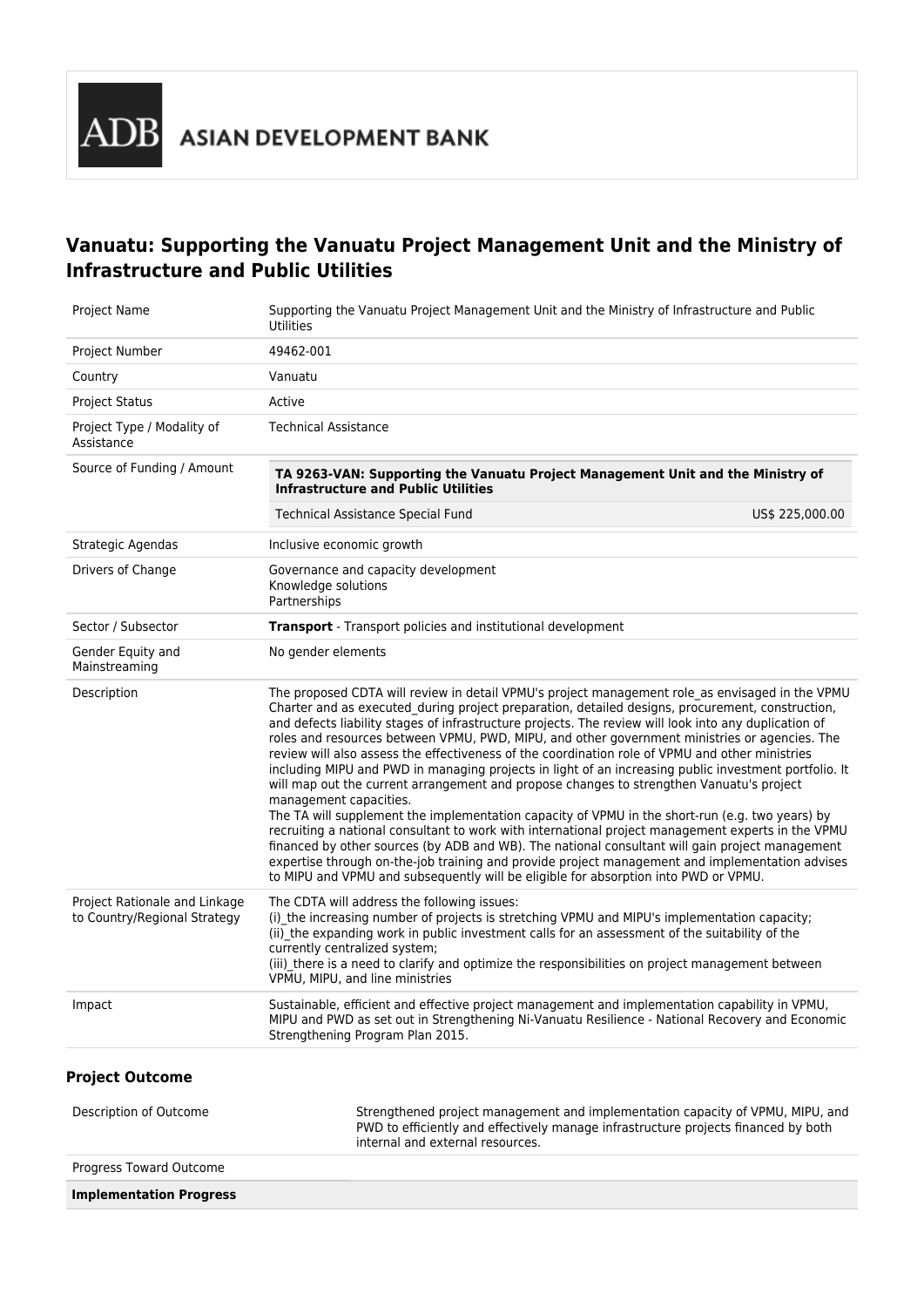ADB ASIAN DEVELOPMENT BANK

# Vanuatu: Supporting the Vanuatu Project Management Unit and the Ministry of Infrastructure and Public Utilities

| | |
|---|---|
| Project Name | Supporting the Vanuatu Project Management Unit and the Ministry of Infrastructure and Public Utilities |
| Project Number | 49462-001 |
| Country | Vanuatu |
| Project Status | Active |
| Project Type / Modality of Assistance | Technical Assistance |
| Source of Funding / Amount | **TA 9263-VAN: Supporting the Vanuatu Project Management Unit and the Ministry of Infrastructure and Public Utilities**<br>Technical Assistance Special Fund US$ 225,000.00 |
| Strategic Agendas | Inclusive economic growth |
| Drivers of Change | Governance and capacity development<br>Knowledge solutions<br>Partnerships |
| Sector / Subsector | **Transport** - Transport policies and institutional development |
| Gender Equity and Mainstreaming | No gender elements |
| Description | The proposed CDTA will review in detail VPMU's project management role_as envisaged in the VPMU Charter and as executed_during project preparation, detailed designs, procurement, construction, and defects liability stages of infrastructure projects. The review will look into any duplication of roles and resources between VPMU, PWD, MIPU, and other government ministries or agencies. The review will also assess the effectiveness of the coordination role of VPMU and other ministries including MIPU and PWD in managing projects in light of an increasing public investment portfolio. It will map out the current arrangement and propose changes to strengthen Vanuatu's project management capacities.<br>The TA will supplement the implementation capacity of VPMU in the short-run (e.g. two years) by recruiting a national consultant to work with international project management experts in the VPMU financed by other sources (by ADB and WB). The national consultant will gain project management expertise through on-the-job training and provide project management and implementation advises to MIPU and VPMU and subsequently will be eligible for absorption into PWD or VPMU. |
| Project Rationale and Linkage to Country/Regional Strategy | The CDTA will address the following issues:<br>(i)_the increasing number of projects is stretching VPMU and MIPU's implementation capacity;<br>(ii)_the expanding work in public investment calls for an assessment of the suitability of the currently centralized system;<br>(iii)_there is a need to clarify and optimize the responsibilities on project management between VPMU, MIPU, and line ministries |
| Impact | Sustainable, efficient and effective project management and implementation capability in VPMU, MIPU and PWD as set out in Strengthening Ni-Vanuatu Resilience - National Recovery and Economic Strengthening Program Plan 2015. |

## Project Outcome

| | |
|---|---|
| Description of Outcome | Strengthened project management and implementation capacity of VPMU, MIPU, and PWD to efficiently and effectively manage infrastructure projects financed by both internal and external resources. |
| Progress Toward Outcome | |
| **Implementation Progress** | |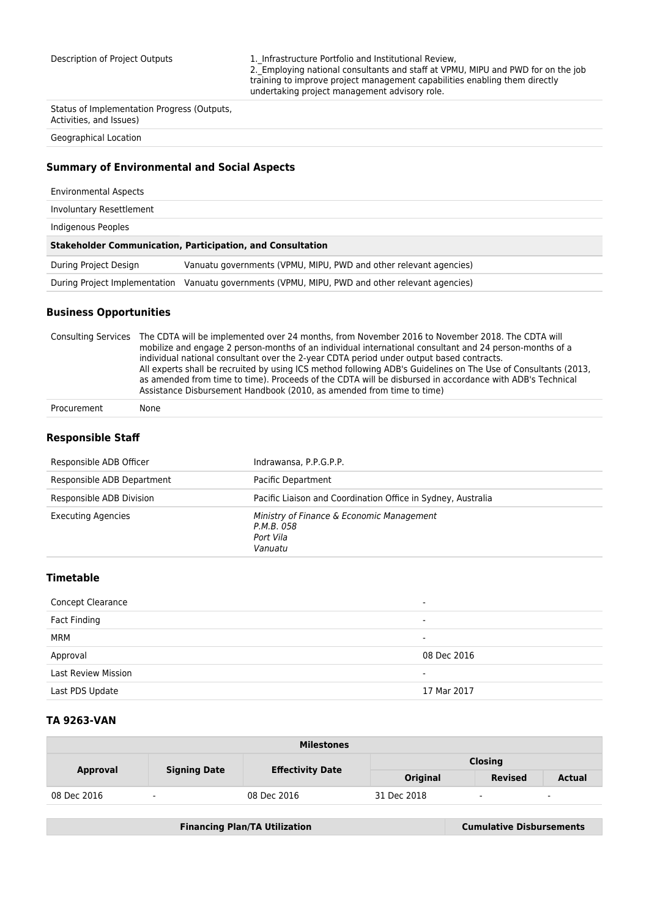| | |
|---|---|
| Description of Project Outputs | 1._Infrastructure Portfolio and Institutional Review,<br>2._Employing national consultants and staff at VPMU, MIPU and PWD for on the job training to improve project management capabilities enabling them directly undertaking project management advisory role. |
| Status of Implementation Progress (Outputs, Activities, and Issues) | |
| Geographical Location | |

### Summary of Environmental and Social Aspects

| | |
|---|---|
| Environmental Aspects | |
| Involuntary Resettlement | |
| Indigenous Peoples | |
| **Stakeholder Communication, Participation, and Consultation** | |
| During Project Design | Vanuatu governments (VPMU, MIPU, PWD and other relevant agencies) |
| During Project Implementation | Vanuatu governments (VPMU, MIPU, PWD and other relevant agencies) |

### Business Opportunities

| | |
|---|---|
| Consulting Services | The CDTA will be implemented over 24 months, from November 2016 to November 2018. The CDTA will mobilize and engage 2 person-months of an individual international consultant and 24 person-months of a individual national consultant over the 2-year CDTA period under output based contracts.<br>All experts shall be recruited by using ICS method following ADB's Guidelines on The Use of Consultants (2013, as amended from time to time). Proceeds of the CDTA will be disbursed in accordance with ADB's Technical Assistance Disbursement Handbook (2010, as amended from time to time) |
| Procurement | None |

### Responsible Staff

| | |
|---|---|
| Responsible ADB Officer | Indrawansa, P.P.G.P.P. |
| Responsible ADB Department | Pacific Department |
| Responsible ADB Division | Pacific Liaison and Coordination Office in Sydney, Australia |
| Executing Agencies | *Ministry of Finance & Economic Management*<br>*P.M.B. 058*<br>*Port Vila*<br>*Vanuatu* |

### Timetable

| | |
|---|---|
| Concept Clearance | - |
| Fact Finding | - |
| MRM | - |
| Approval | 08 Dec 2016 |
| Last Review Mission | - |
| Last PDS Update | 17 Mar 2017 |

### TA 9263-VAN

| Milestones | | | | | |
|---|---|---|---|---|---|
| **Approval** | **Signing Date** | **Effectivity Date** | **Closing** | | |
| | | | **Original** | **Revised** | **Actual** |
| 08 Dec 2016 | - | 08 Dec 2016 | 31 Dec 2018 | - | - |

| Financing Plan/TA Utilization | Cumulative Disbursements |
|---|---|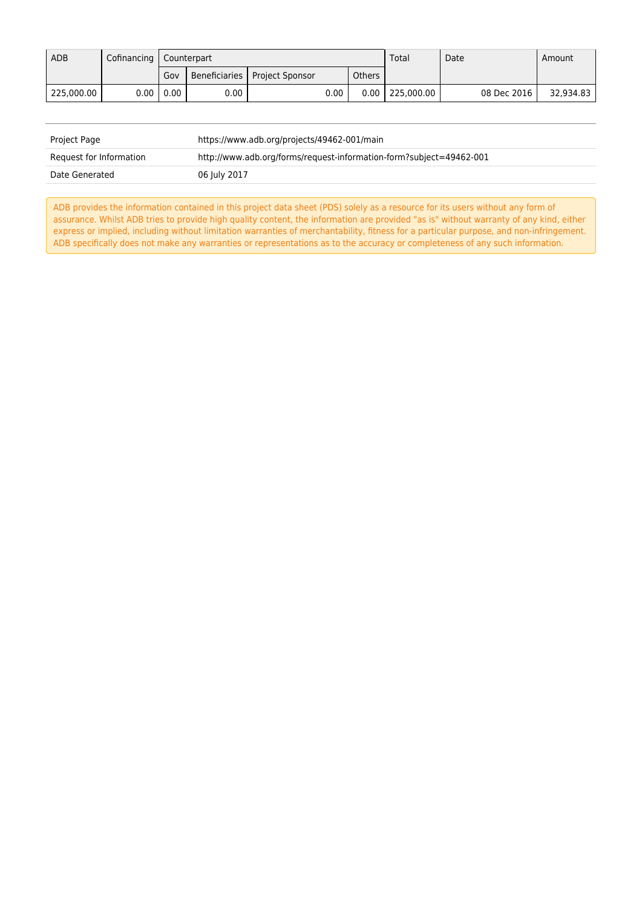| ADB | Cofinancing | Counterpart | | | | Total | Date | Amount |
|---|---|---|---|---|---|---|---|---|
| | | Gov | Beneficiaries | Project Sponsor | Others | | | |
| 225,000.00 | 0.00 | 0.00 | 0.00 | 0.00 | 0.00 | 225,000.00 | 08 Dec 2016 | 32,934.83 |

| | |
|---|---|
| Project Page | https://www.adb.org/projects/49462-001/main |
| Request for Information | http://www.adb.org/forms/request-information-form?subject=49462-001 |
| Date Generated | 06 July 2017 |

ADB provides the information contained in this project data sheet (PDS) solely as a resource for its users without any form of assurance. Whilst ADB tries to provide high quality content, the information are provided "as is" without warranty of any kind, either express or implied, including without limitation warranties of merchantability, fitness for a particular purpose, and non-infringement. ADB specifically does not make any warranties or representations as to the accuracy or completeness of any such information.